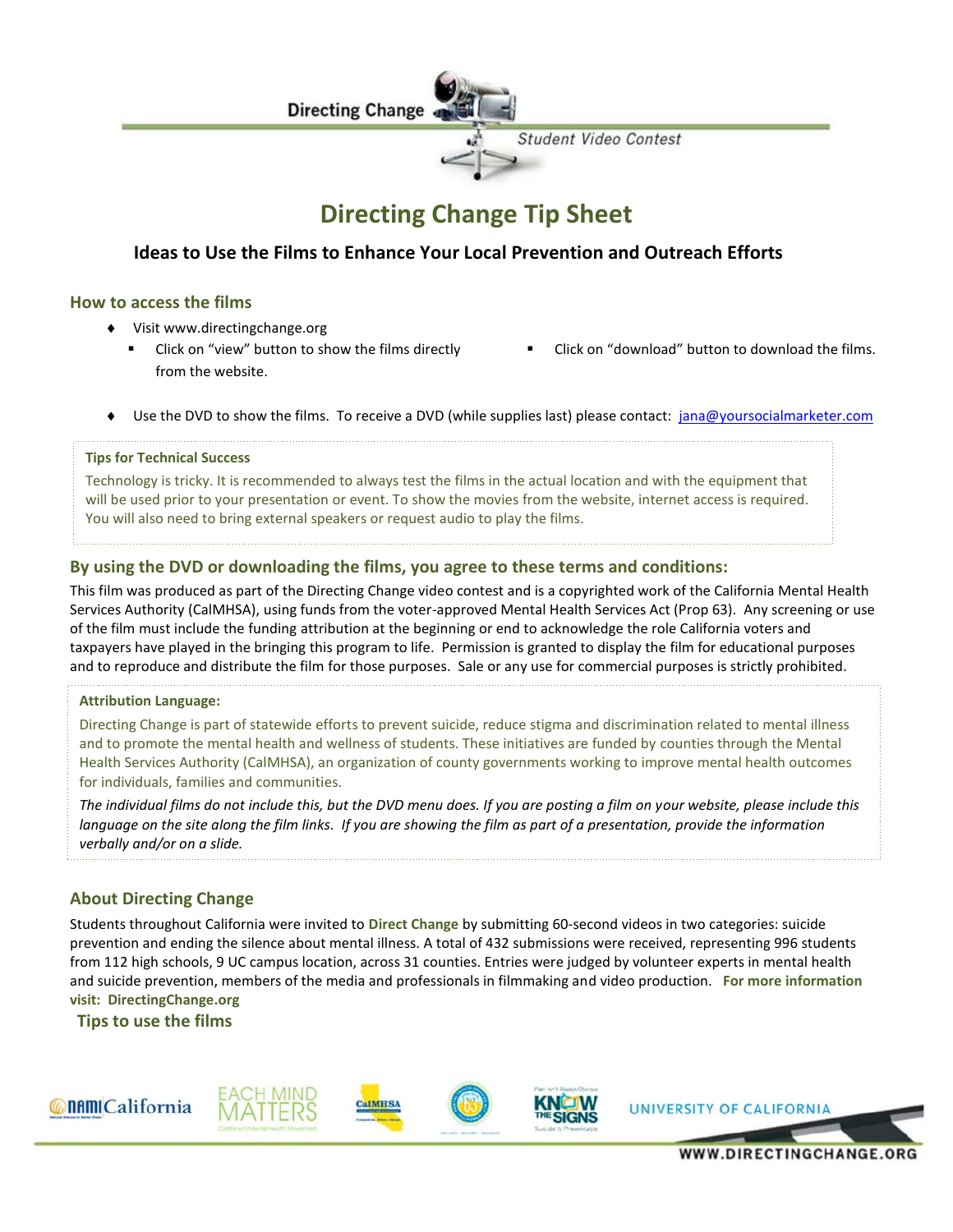Directing Change

Student Video Contest

# Directing Change Tip Sheet

### Ideas to Use the Films to Enhance Your Local Prevention and Outreach Efforts

## How to access the films

- Visit www.directingchange.org
  - Click on "view" button to show the films directly from the website.
  - Click on "download" button to download the films.
- Use the DVD to show the films. To receive a DVD (while supplies last) please contact: jana@yoursocialmarketer.com

**Tips for Technical Success**

Technology is tricky. It is recommended to always test the films in the actual location and with the equipment that will be used prior to your presentation or event. To show the movies from the website, internet access is required. You will also need to bring external speakers or request audio to play the films.

## By using the DVD or downloading the films, you agree to these terms and conditions:

This film was produced as part of the Directing Change video contest and is a copyrighted work of the California Mental Health Services Authority (CalMHSA), using funds from the voter-approved Mental Health Services Act (Prop 63). Any screening or use of the film must include the funding attribution at the beginning or end to acknowledge the role California voters and taxpayers have played in the bringing this program to life. Permission is granted to display the film for educational purposes and to reproduce and distribute the film for those purposes. Sale or any use for commercial purposes is strictly prohibited.

**Attribution Language:**

Directing Change is part of statewide efforts to prevent suicide, reduce stigma and discrimination related to mental illness and to promote the mental health and wellness of students. These initiatives are funded by counties through the Mental Health Services Authority (CalMHSA), an organization of county governments working to improve mental health outcomes for individuals, families and communities.

*The individual films do not include this, but the DVD menu does. If you are posting a film on your website, please include this language on the site along the film links. If you are showing the film as part of a presentation, provide the information verbally and/or on a slide.*

## About Directing Change

Students throughout California were invited to **Direct Change** by submitting 60-second videos in two categories: suicide prevention and ending the silence about mental illness. A total of 432 submissions were received, representing 996 students from 112 high schools, 9 UC campus location, across 31 counties. Entries were judged by volunteer experts in mental health and suicide prevention, members of the media and professionals in filmmaking and video production. **For more information visit: DirectingChange.org**

## Tips to use the films

NAMI California | EACH MIND MATTERS | CalMHSA | KNOW THE SIGNS | UNIVERSITY OF CALIFORNIA

WWW.DIRECTINGCHANGE.ORG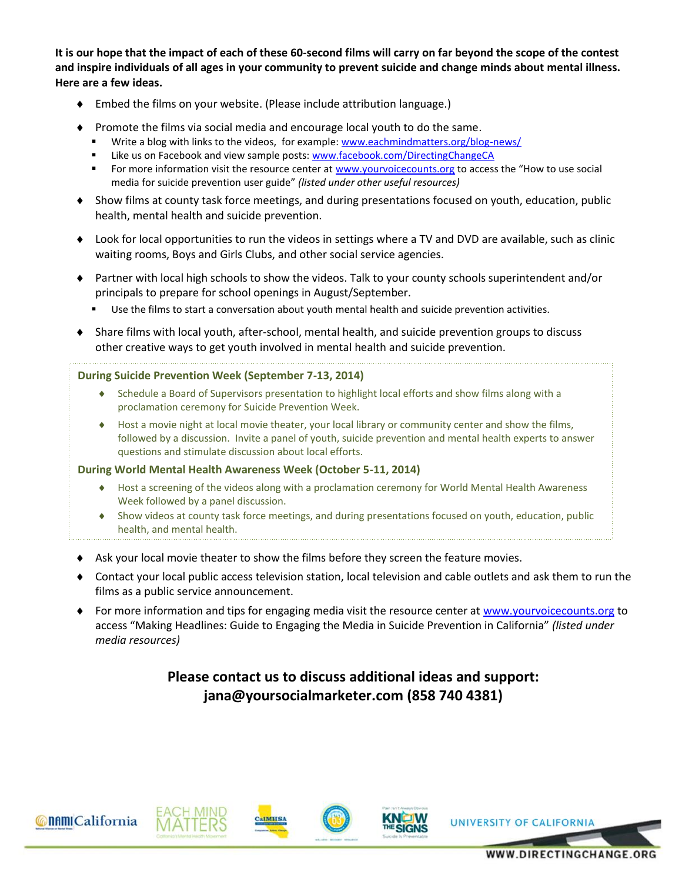**It is our hope that the impact of each of these 60-second films will carry on far beyond the scope of the contest and inspire individuals of all ages in your community to prevent suicide and change minds about mental illness. Here are a few ideas.**

- Embed the films on your website. (Please include attribution language.)
- Promote the films via social media and encourage local youth to do the same.
  - Write a blog with links to the videos, for example: www.eachmindmatters.org/blog-news/
  - Like us on Facebook and view sample posts: www.facebook.com/DirectingChangeCA
  - For more information visit the resource center at www.yourvoicecounts.org to access the "How to use social media for suicide prevention user guide" *(listed under other useful resources)*
- Show films at county task force meetings, and during presentations focused on youth, education, public health, mental health and suicide prevention.
- Look for local opportunities to run the videos in settings where a TV and DVD are available, such as clinic waiting rooms, Boys and Girls Clubs, and other social service agencies.
- Partner with local high schools to show the videos. Talk to your county schools superintendent and/or principals to prepare for school openings in August/September.
  - Use the films to start a conversation about youth mental health and suicide prevention activities.
- Share films with local youth, after-school, mental health, and suicide prevention groups to discuss other creative ways to get youth involved in mental health and suicide prevention.

**During Suicide Prevention Week (September 7-13, 2014)**

- Schedule a Board of Supervisors presentation to highlight local efforts and show films along with a proclamation ceremony for Suicide Prevention Week.
- Host a movie night at local movie theater, your local library or community center and show the films, followed by a discussion. Invite a panel of youth, suicide prevention and mental health experts to answer questions and stimulate discussion about local efforts.

**During World Mental Health Awareness Week (October 5-11, 2014)**

- Host a screening of the videos along with a proclamation ceremony for World Mental Health Awareness Week followed by a panel discussion.
- Show videos at county task force meetings, and during presentations focused on youth, education, public health, and mental health.

- Ask your local movie theater to show the films before they screen the feature movies.
- Contact your local public access television station, local television and cable outlets and ask them to run the films as a public service announcement.
- For more information and tips for engaging media visit the resource center at www.yourvoicecounts.org to access "Making Headlines: Guide to Engaging the Media in Suicide Prevention in California" *(listed under media resources)*

**Please contact us to discuss additional ideas and support:**
**jana@yoursocialmarketer.com (858 740 4381)**

NAMI California | EACH MIND MATTERS | CalMHSA | KNOW THE SIGNS | UNIVERSITY OF CALIFORNIA

WWW.DIRECTINGCHANGE.ORG